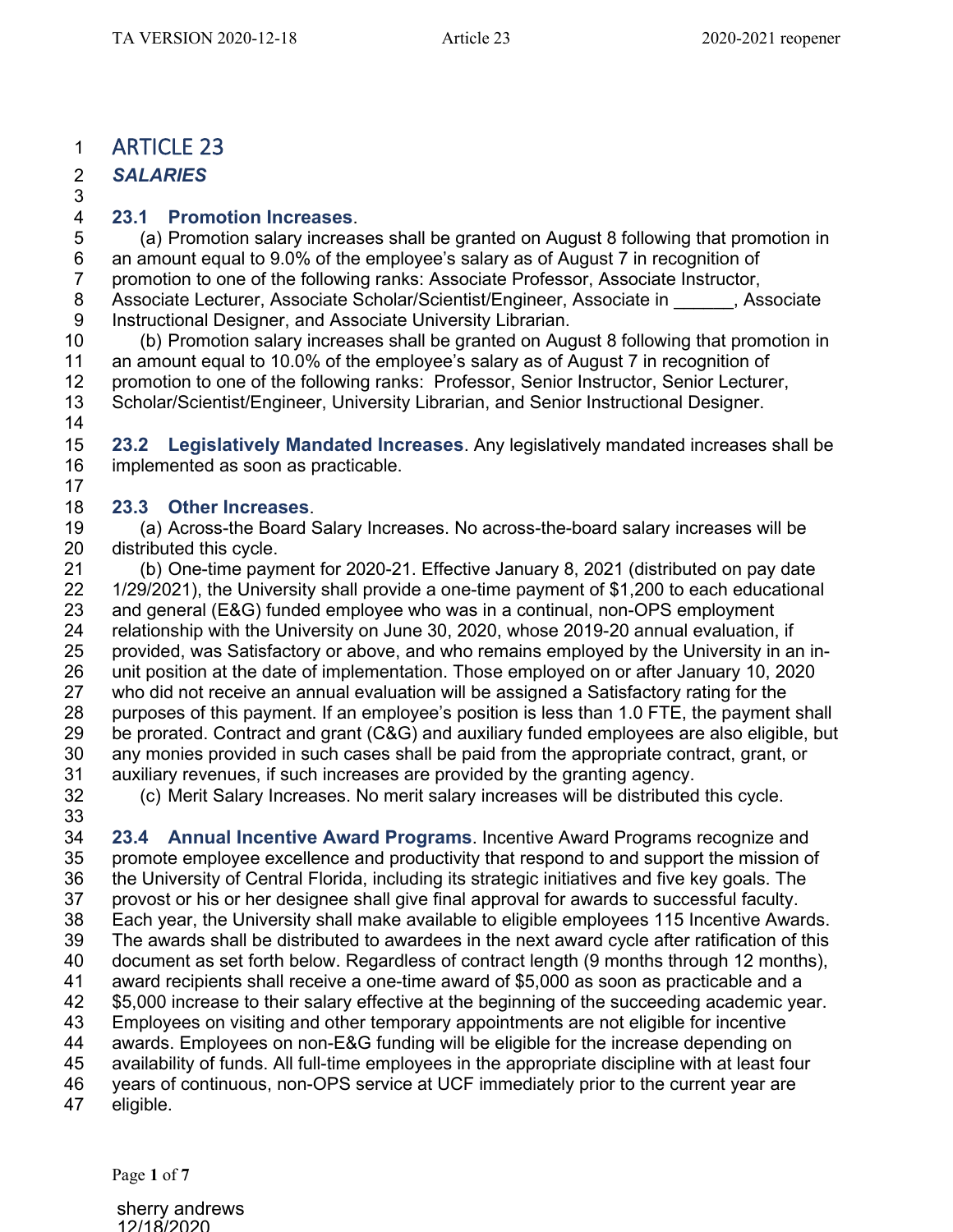# ARTICLE 23

## *SALARIES*

**23.1 Promotion Increases.**

(a) Promotion salary increases shall be granted on August 8 following that promotion in an amount equal to 9.0% of the employee's salary as of August 7 in recognition of promotion to one of the following ranks: Associate Professor, Associate Instructor, Associate Lecturer, Associate Scholar/Scientist/Engineer, Associate in ______, Associate Instructional Designer, and Associate University Librarian.

(b) Promotion salary increases shall be granted on August 8 following that promotion in an amount equal to 10.0% of the employee's salary as of August 7 in recognition of promotion to one of the following ranks: Professor, Senior Instructor, Senior Lecturer, Scholar/Scientist/Engineer, University Librarian, and Senior Instructional Designer.

**23.2 Legislatively Mandated Increases.** Any legislatively mandated increases shall be implemented as soon as practicable.

**23.3 Other Increases.**

(a) Across-the Board Salary Increases. No across-the-board salary increases will be distributed this cycle.

(b) One-time payment for 2020-21. Effective January 8, 2021 (distributed on pay date 1/29/2021), the University shall provide a one-time payment of $1,200 to each educational and general (E&G) funded employee who was in a continual, non-OPS employment relationship with the University on June 30, 2020, whose 2019-20 annual evaluation, if provided, was Satisfactory or above, and who remains employed by the University in an in-unit position at the date of implementation. Those employed on or after January 10, 2020 who did not receive an annual evaluation will be assigned a Satisfactory rating for the purposes of this payment. If an employee's position is less than 1.0 FTE, the payment shall be prorated. Contract and grant (C&G) and auxiliary funded employees are also eligible, but any monies provided in such cases shall be paid from the appropriate contract, grant, or auxiliary revenues, if such increases are provided by the granting agency.

(c) Merit Salary Increases. No merit salary increases will be distributed this cycle.

**23.4 Annual Incentive Award Programs.** Incentive Award Programs recognize and promote employee excellence and productivity that respond to and support the mission of the University of Central Florida, including its strategic initiatives and five key goals. The provost or his or her designee shall give final approval for awards to successful faculty. Each year, the University shall make available to eligible employees 115 Incentive Awards. The awards shall be distributed to awardees in the next award cycle after ratification of this document as set forth below. Regardless of contract length (9 months through 12 months), award recipients shall receive a one-time award of $5,000 as soon as practicable and a $5,000 increase to their salary effective at the beginning of the succeeding academic year. Employees on visiting and other temporary appointments are not eligible for incentive awards. Employees on non-E&G funding will be eligible for the increase depending on availability of funds. All full-time employees in the appropriate discipline with at least four years of continuous, non-OPS service at UCF immediately prior to the current year are eligible.

sherry andrews
12/18/2020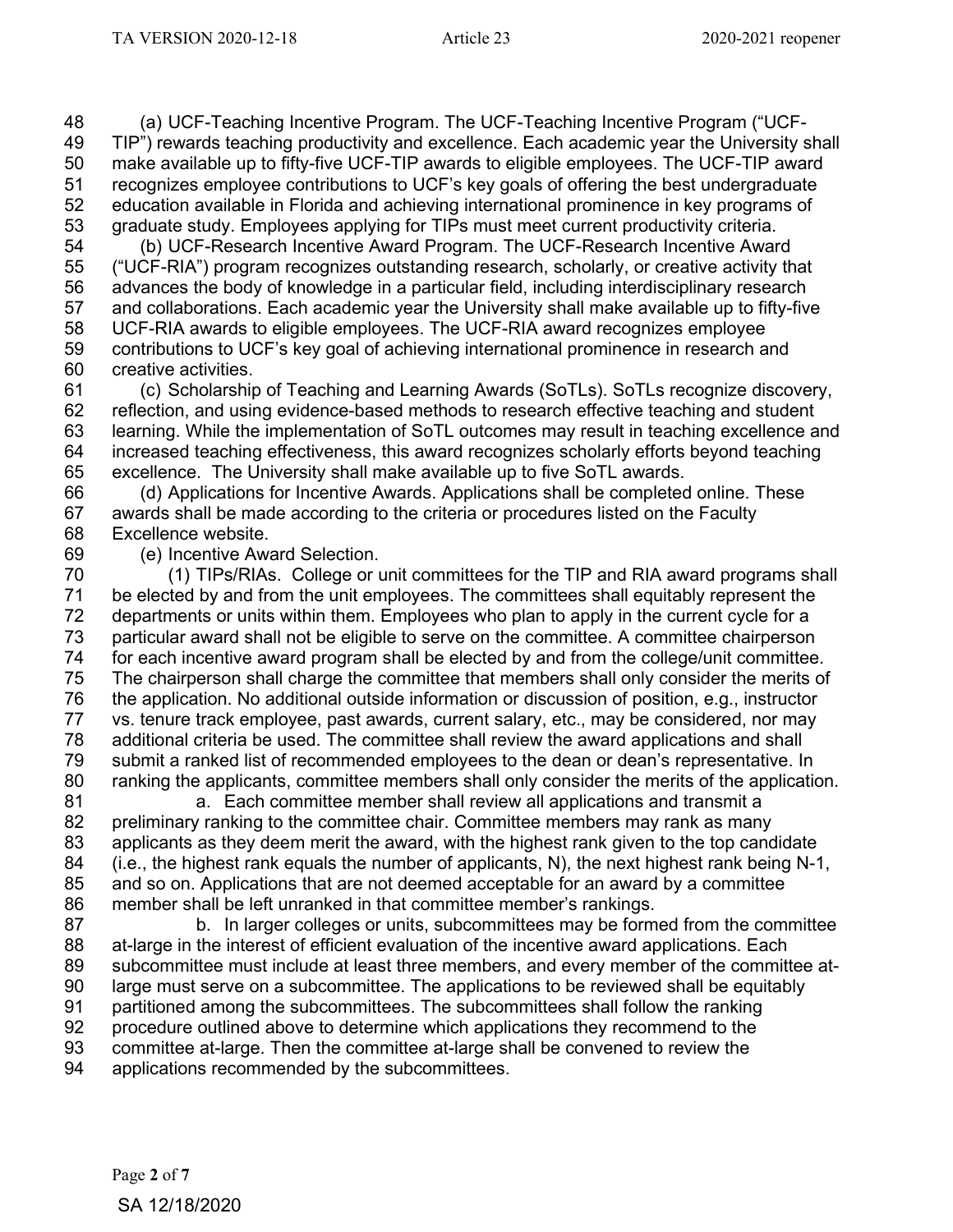(a) UCF-Teaching Incentive Program. The UCF-Teaching Incentive Program ("UCF-TIP") rewards teaching productivity and excellence. Each academic year the University shall make available up to fifty-five UCF-TIP awards to eligible employees. The UCF-TIP award recognizes employee contributions to UCF's key goals of offering the best undergraduate education available in Florida and achieving international prominence in key programs of graduate study. Employees applying for TIPs must meet current productivity criteria.

(b) UCF-Research Incentive Award Program. The UCF-Research Incentive Award ("UCF-RIA") program recognizes outstanding research, scholarly, or creative activity that advances the body of knowledge in a particular field, including interdisciplinary research and collaborations. Each academic year the University shall make available up to fifty-five UCF-RIA awards to eligible employees. The UCF-RIA award recognizes employee contributions to UCF's key goal of achieving international prominence in research and creative activities.

(c) Scholarship of Teaching and Learning Awards (SoTLs). SoTLs recognize discovery, reflection, and using evidence-based methods to research effective teaching and student learning. While the implementation of SoTL outcomes may result in teaching excellence and increased teaching effectiveness, this award recognizes scholarly efforts beyond teaching excellence. The University shall make available up to five SoTL awards.

(d) Applications for Incentive Awards. Applications shall be completed online. These awards shall be made according to the criteria or procedures listed on the Faculty Excellence website.

(e) Incentive Award Selection.

(1) TIPs/RIAs. College or unit committees for the TIP and RIA award programs shall be elected by and from the unit employees. The committees shall equitably represent the departments or units within them. Employees who plan to apply in the current cycle for a particular award shall not be eligible to serve on the committee. A committee chairperson for each incentive award program shall be elected by and from the college/unit committee. The chairperson shall charge the committee that members shall only consider the merits of the application. No additional outside information or discussion of position, e.g., instructor vs. tenure track employee, past awards, current salary, etc., may be considered, nor may additional criteria be used. The committee shall review the award applications and shall submit a ranked list of recommended employees to the dean or dean's representative. In ranking the applicants, committee members shall only consider the merits of the application.

a. Each committee member shall review all applications and transmit a preliminary ranking to the committee chair. Committee members may rank as many applicants as they deem merit the award, with the highest rank given to the top candidate (i.e., the highest rank equals the number of applicants, N), the next highest rank being N-1, and so on. Applications that are not deemed acceptable for an award by a committee member shall be left unranked in that committee member's rankings.

b. In larger colleges or units, subcommittees may be formed from the committee at-large in the interest of efficient evaluation of the incentive award applications. Each subcommittee must include at least three members, and every member of the committee at-large must serve on a subcommittee. The applications to be reviewed shall be equitably partitioned among the subcommittees. The subcommittees shall follow the ranking procedure outlined above to determine which applications they recommend to the committee at-large. Then the committee at-large shall be convened to review the applications recommended by the subcommittees.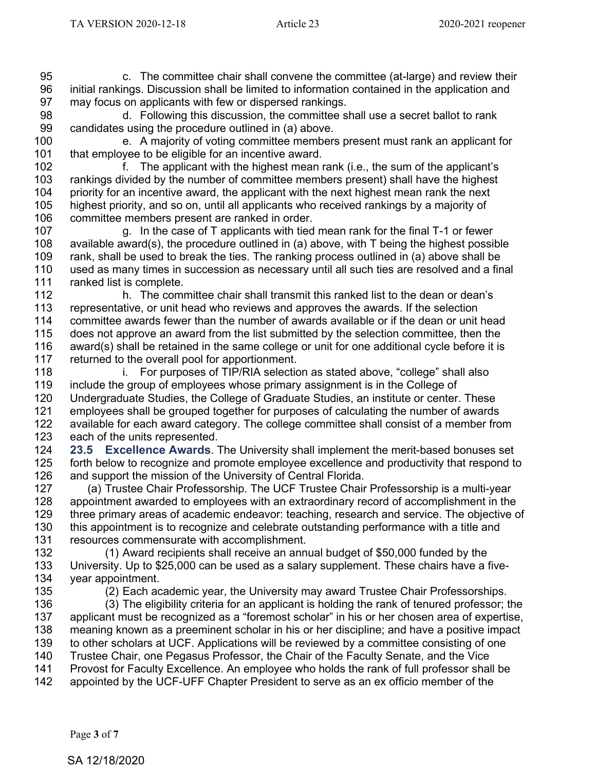c. The committee chair shall convene the committee (at-large) and review their initial rankings. Discussion shall be limited to information contained in the application and may focus on applicants with few or dispersed rankings.

d. Following this discussion, the committee shall use a secret ballot to rank candidates using the procedure outlined in (a) above.

e. A majority of voting committee members present must rank an applicant for that employee to be eligible for an incentive award.

f. The applicant with the highest mean rank (i.e., the sum of the applicant's rankings divided by the number of committee members present) shall have the highest priority for an incentive award, the applicant with the next highest mean rank the next highest priority, and so on, until all applicants who received rankings by a majority of committee members present are ranked in order.

g. In the case of T applicants with tied mean rank for the final T-1 or fewer available award(s), the procedure outlined in (a) above, with T being the highest possible rank, shall be used to break the ties. The ranking process outlined in (a) above shall be used as many times in succession as necessary until all such ties are resolved and a final ranked list is complete.

h. The committee chair shall transmit this ranked list to the dean or dean's representative, or unit head who reviews and approves the awards. If the selection committee awards fewer than the number of awards available or if the dean or unit head does not approve an award from the list submitted by the selection committee, then the award(s) shall be retained in the same college or unit for one additional cycle before it is returned to the overall pool for apportionment.

i. For purposes of TIP/RIA selection as stated above, "college" shall also include the group of employees whose primary assignment is in the College of Undergraduate Studies, the College of Graduate Studies, an institute or center. These employees shall be grouped together for purposes of calculating the number of awards available for each award category. The college committee shall consist of a member from each of the units represented.

**23.5 Excellence Awards**. The University shall implement the merit-based bonuses set forth below to recognize and promote employee excellence and productivity that respond to and support the mission of the University of Central Florida.

(a) Trustee Chair Professorship. The UCF Trustee Chair Professorship is a multi-year appointment awarded to employees with an extraordinary record of accomplishment in the three primary areas of academic endeavor: teaching, research and service. The objective of this appointment is to recognize and celebrate outstanding performance with a title and resources commensurate with accomplishment.

(1) Award recipients shall receive an annual budget of $50,000 funded by the University. Up to $25,000 can be used as a salary supplement. These chairs have a five-year appointment.

(2) Each academic year, the University may award Trustee Chair Professorships.

(3) The eligibility criteria for an applicant is holding the rank of tenured professor; the applicant must be recognized as a "foremost scholar" in his or her chosen area of expertise, meaning known as a preeminent scholar in his or her discipline; and have a positive impact to other scholars at UCF. Applications will be reviewed by a committee consisting of one Trustee Chair, one Pegasus Professor, the Chair of the Faculty Senate, and the Vice Provost for Faculty Excellence. An employee who holds the rank of full professor shall be appointed by the UCF-UFF Chapter President to serve as an ex officio member of the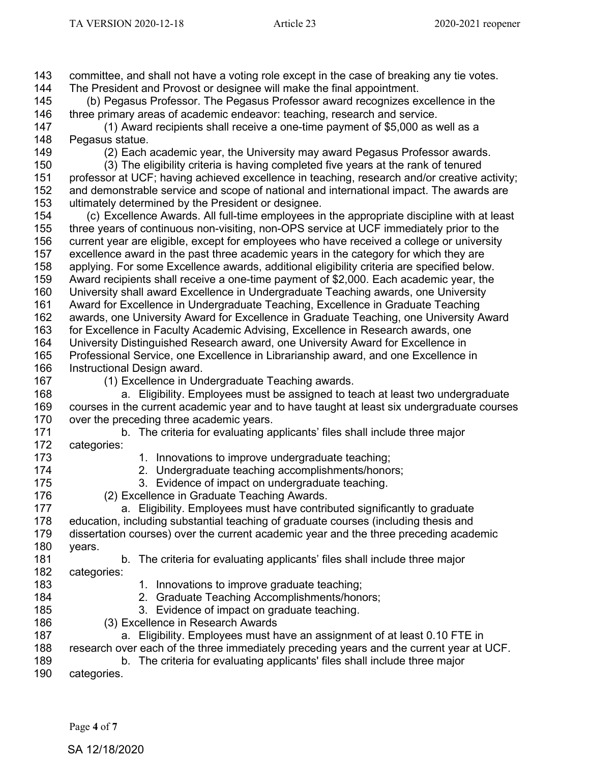committee, and shall not have a voting role except in the case of breaking any tie votes. The President and Provost or designee will make the final appointment.

(b) Pegasus Professor. The Pegasus Professor award recognizes excellence in the three primary areas of academic endeavor: teaching, research and service.

(1) Award recipients shall receive a one-time payment of $5,000 as well as a Pegasus statue.

(2) Each academic year, the University may award Pegasus Professor awards.

(3) The eligibility criteria is having completed five years at the rank of tenured professor at UCF; having achieved excellence in teaching, research and/or creative activity; and demonstrable service and scope of national and international impact. The awards are ultimately determined by the President or designee.

(c) Excellence Awards. All full-time employees in the appropriate discipline with at least three years of continuous non-visiting, non-OPS service at UCF immediately prior to the current year are eligible, except for employees who have received a college or university excellence award in the past three academic years in the category for which they are applying. For some Excellence awards, additional eligibility criteria are specified below. Award recipients shall receive a one-time payment of $2,000. Each academic year, the University shall award Excellence in Undergraduate Teaching awards, one University Award for Excellence in Undergraduate Teaching, Excellence in Graduate Teaching awards, one University Award for Excellence in Graduate Teaching, one University Award for Excellence in Faculty Academic Advising, Excellence in Research awards, one University Distinguished Research award, one University Award for Excellence in Professional Service, one Excellence in Librarianship award, and one Excellence in Instructional Design award.

(1) Excellence in Undergraduate Teaching awards.

a. Eligibility. Employees must be assigned to teach at least two undergraduate courses in the current academic year and to have taught at least six undergraduate courses over the preceding three academic years.

b. The criteria for evaluating applicants' files shall include three major categories:

1. Innovations to improve undergraduate teaching;
2. Undergraduate teaching accomplishments/honors;
3. Evidence of impact on undergraduate teaching.

(2) Excellence in Graduate Teaching Awards.

a. Eligibility. Employees must have contributed significantly to graduate education, including substantial teaching of graduate courses (including thesis and dissertation courses) over the current academic year and the three preceding academic years.

b. The criteria for evaluating applicants' files shall include three major categories:

1. Innovations to improve graduate teaching;
2. Graduate Teaching Accomplishments/honors;
3. Evidence of impact on graduate teaching.

(3) Excellence in Research Awards

a. Eligibility. Employees must have an assignment of at least 0.10 FTE in research over each of the three immediately preceding years and the current year at UCF.

b. The criteria for evaluating applicants' files shall include three major categories.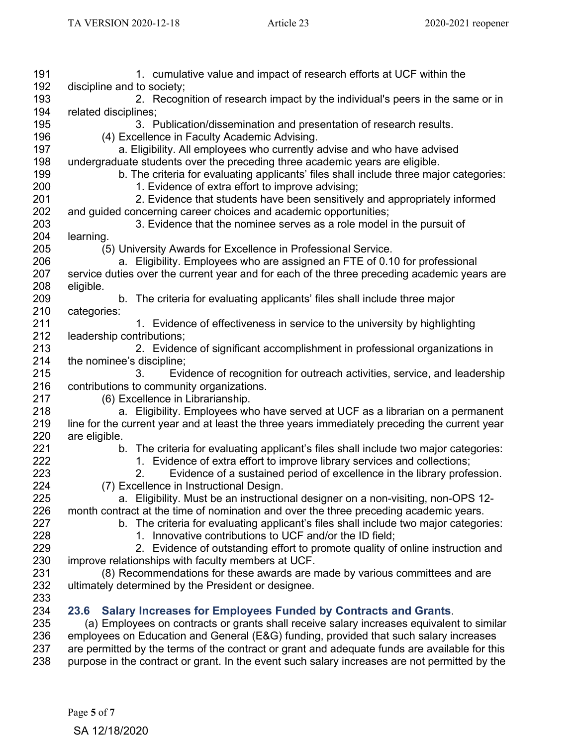1. cumulative value and impact of research efforts at UCF within the discipline and to society;

2. Recognition of research impact by the individual's peers in the same or in related disciplines;

3. Publication/dissemination and presentation of research results.

(4) Excellence in Faculty Academic Advising.

a. Eligibility. All employees who currently advise and who have advised undergraduate students over the preceding three academic years are eligible.

b. The criteria for evaluating applicants' files shall include three major categories:

1. Evidence of extra effort to improve advising;

2. Evidence that students have been sensitively and appropriately informed and guided concerning career choices and academic opportunities;

3. Evidence that the nominee serves as a role model in the pursuit of learning.

(5) University Awards for Excellence in Professional Service.

a. Eligibility. Employees who are assigned an FTE of 0.10 for professional service duties over the current year and for each of the three preceding academic years are eligible.

b. The criteria for evaluating applicants' files shall include three major categories:

1. Evidence of effectiveness in service to the university by highlighting leadership contributions;

2. Evidence of significant accomplishment in professional organizations in the nominee's discipline;

3. Evidence of recognition for outreach activities, service, and leadership contributions to community organizations.

(6) Excellence in Librarianship.

a. Eligibility. Employees who have served at UCF as a librarian on a permanent line for the current year and at least the three years immediately preceding the current year are eligible.

b. The criteria for evaluating applicant's files shall include two major categories:

1. Evidence of extra effort to improve library services and collections;

2. Evidence of a sustained period of excellence in the library profession.

(7) Excellence in Instructional Design.

a. Eligibility. Must be an instructional designer on a non-visiting, non-OPS 12-month contract at the time of nomination and over the three preceding academic years.

b. The criteria for evaluating applicant's files shall include two major categories:

1. Innovative contributions to UCF and/or the ID field;

2. Evidence of outstanding effort to promote quality of online instruction and improve relationships with faculty members at UCF.

(8) Recommendations for these awards are made by various committees and are ultimately determined by the President or designee.

## 23.6 Salary Increases for Employees Funded by Contracts and Grants.

(a) Employees on contracts or grants shall receive salary increases equivalent to similar employees on Education and General (E&G) funding, provided that such salary increases are permitted by the terms of the contract or grant and adequate funds are available for this purpose in the contract or grant. In the event such salary increases are not permitted by the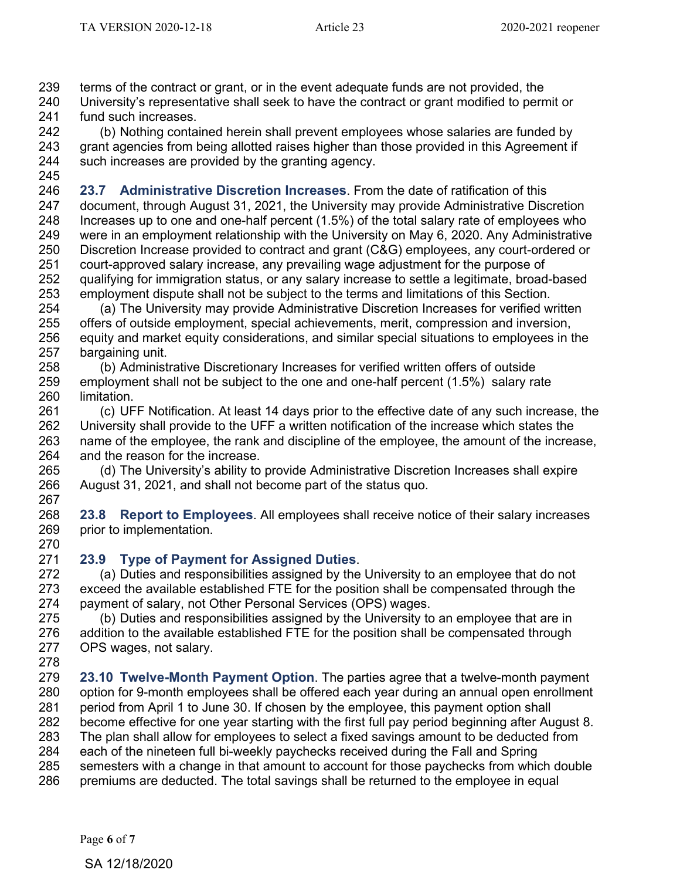terms of the contract or grant, or in the event adequate funds are not provided, the University's representative shall seek to have the contract or grant modified to permit or fund such increases.

(b) Nothing contained herein shall prevent employees whose salaries are funded by grant agencies from being allotted raises higher than those provided in this Agreement if such increases are provided by the granting agency.

**23.7 Administrative Discretion Increases**. From the date of ratification of this document, through August 31, 2021, the University may provide Administrative Discretion Increases up to one and one-half percent (1.5%) of the total salary rate of employees who were in an employment relationship with the University on May 6, 2020. Any Administrative Discretion Increase provided to contract and grant (C&G) employees, any court-ordered or court-approved salary increase, any prevailing wage adjustment for the purpose of qualifying for immigration status, or any salary increase to settle a legitimate, broad-based employment dispute shall not be subject to the terms and limitations of this Section.

(a) The University may provide Administrative Discretion Increases for verified written offers of outside employment, special achievements, merit, compression and inversion, equity and market equity considerations, and similar special situations to employees in the bargaining unit.

(b) Administrative Discretionary Increases for verified written offers of outside employment shall not be subject to the one and one-half percent (1.5%) salary rate limitation.

(c) UFF Notification. At least 14 days prior to the effective date of any such increase, the University shall provide to the UFF a written notification of the increase which states the name of the employee, the rank and discipline of the employee, the amount of the increase, and the reason for the increase.

(d) The University's ability to provide Administrative Discretion Increases shall expire August 31, 2021, and shall not become part of the status quo.

**23.8 Report to Employees**. All employees shall receive notice of their salary increases prior to implementation.

**23.9 Type of Payment for Assigned Duties**.

(a) Duties and responsibilities assigned by the University to an employee that do not exceed the available established FTE for the position shall be compensated through the payment of salary, not Other Personal Services (OPS) wages.

(b) Duties and responsibilities assigned by the University to an employee that are in addition to the available established FTE for the position shall be compensated through OPS wages, not salary.

**23.10 Twelve-Month Payment Option**. The parties agree that a twelve-month payment option for 9-month employees shall be offered each year during an annual open enrollment period from April 1 to June 30. If chosen by the employee, this payment option shall become effective for one year starting with the first full pay period beginning after August 8. The plan shall allow for employees to select a fixed savings amount to be deducted from each of the nineteen full bi-weekly paychecks received during the Fall and Spring semesters with a change in that amount to account for those paychecks from which double premiums are deducted. The total savings shall be returned to the employee in equal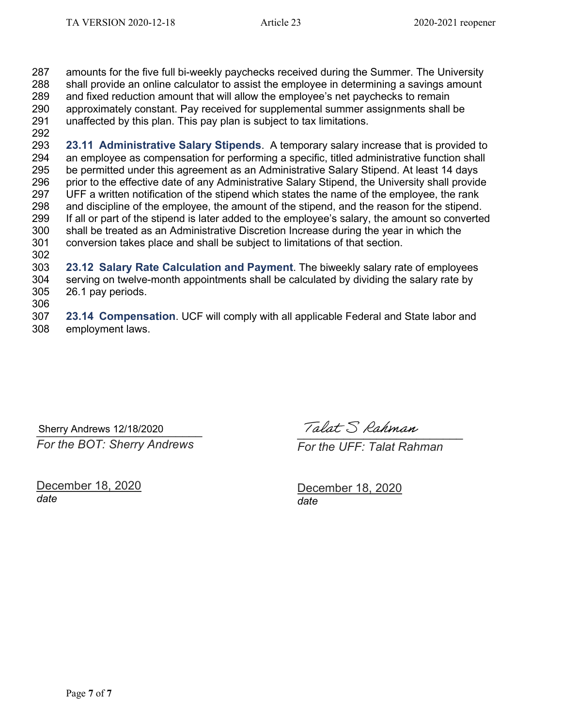amounts for the five full bi-weekly paychecks received during the Summer. The University shall provide an online calculator to assist the employee in determining a savings amount and fixed reduction amount that will allow the employee's net paychecks to remain approximately constant. Pay received for supplemental summer assignments shall be unaffected by this plan. This pay plan is subject to tax limitations.

**23.11 Administrative Salary Stipends**. A temporary salary increase that is provided to an employee as compensation for performing a specific, titled administrative function shall be permitted under this agreement as an Administrative Salary Stipend. At least 14 days prior to the effective date of any Administrative Salary Stipend, the University shall provide UFF a written notification of the stipend which states the name of the employee, the rank and discipline of the employee, the amount of the stipend, and the reason for the stipend. If all or part of the stipend is later added to the employee's salary, the amount so converted shall be treated as an Administrative Discretion Increase during the year in which the conversion takes place and shall be subject to limitations of that section.

**23.12 Salary Rate Calculation and Payment**. The biweekly salary rate of employees serving on twelve-month appointments shall be calculated by dividing the salary rate by 26.1 pay periods.

**23.14 Compensation**. UCF will comply with all applicable Federal and State labor and employment laws.

Sherry Andrews 12/18/2020
*For the BOT: Sherry Andrews*

December 18, 2020
*date*

Talat S Rahman
*For the UFF: Talat Rahman*

December 18, 2020
*date*